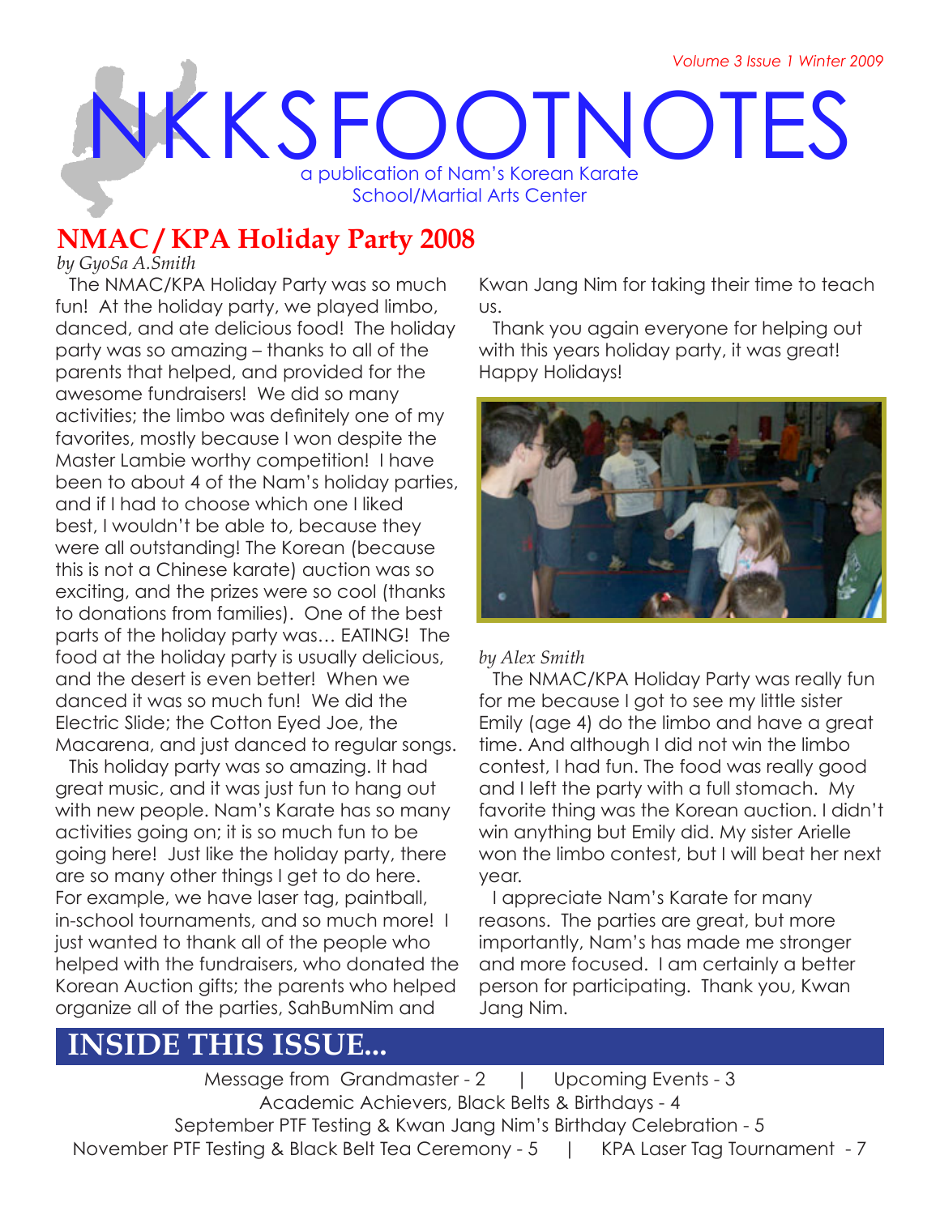Volume 3 Issue 1 Winter 2009

# NKKSFOOTNOTES

a publication of Nam's Korean Karate School/Martial Arts Center

## NMAC / KPA Holiday Party 2008

*by GyoSa A.Smith*

The NMAC/KPA Holiday Party was so much fun! At the holiday party, we played limbo, danced, and ate delicious food! The holiday party was so amazing – thanks to all of the parents that helped, and provided for the awesome fundraisers! We did so many activities; the limbo was definitely one of my favorites, mostly because I won despite the Master Lambie worthy competition! I have been to about 4 of the Nam's holiday parties, and if I had to choose which one I liked best, I wouldn't be able to, because they were all outstanding! The Korean (because this is not a Chinese karate) auction was so exciting, and the prizes were so cool (thanks to donations from families). One of the best parts of the holiday party was… EATING! The food at the holiday party is usually delicious, and the desert is even better! When we danced it was so much fun! We did the Electric Slide; the Cotton Eyed Joe, the Macarena, and just danced to regular songs.

This holiday party was so amazing. It had great music, and it was just fun to hang out with new people. Nam's Karate has so many activities going on; it is so much fun to be going here! Just like the holiday party, there are so many other things I get to do here. For example, we have laser tag, paintball, in-school tournaments, and so much more! I just wanted to thank all of the people who helped with the fundraisers, who donated the Korean Auction gifts; the parents who helped organize all of the parties, SahBumNim and Kwan Jang Nim for taking their time to teach us.

Thank you again everyone for helping out with this years holiday party, it was great! Happy Holidays!

*by Alex Smith*

The NMAC/KPA Holiday Party was really fun for me because I got to see my little sister Emily (age 4) do the limbo and have a great time. And although I did not win the limbo contest, I had fun. The food was really good and I left the party with a full stomach. My favorite thing was the Korean auction. I didn't win anything but Emily did. My sister Arielle won the limbo contest, but I will beat her next year.

I appreciate Nam's Karate for many reasons. The parties are great, but more importantly, Nam's has made me stronger and more focused. I am certainly a better person for participating. Thank you, Kwan Jang Nim.

## INSIDE THIS ISSUE...

Message from Grandmaster - 2 | Upcoming Events - 3
Academic Achievers, Black Belts & Birthdays - 4
September PTF Testing & Kwan Jang Nim's Birthday Celebration - 5
November PTF Testing & Black Belt Tea Ceremony - 5 | KPA Laser Tag Tournament - 7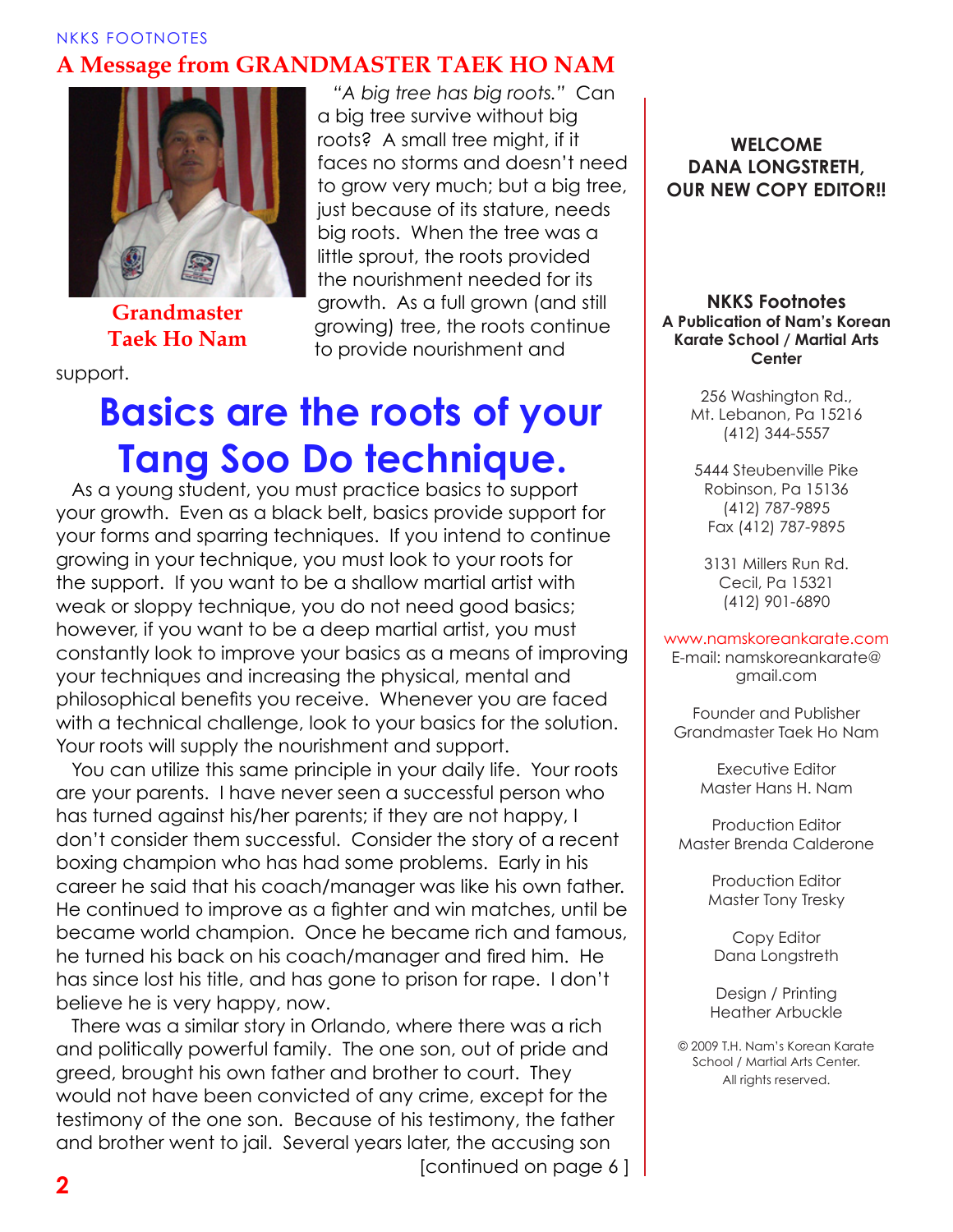NKKS FOOTNOTES

## A Message from GRANDMASTER TAEK HO NAM

**Grandmaster Taek Ho Nam**

"*A big tree has big roots.*" Can a big tree survive without big roots? A small tree might, if it faces no storms and doesn't need to grow very much; but a big tree, just because of its stature, needs big roots. When the tree was a little sprout, the roots provided the nourishment needed for its growth. As a full grown (and still growing) tree, the roots continue to provide nourishment and support.

# Basics are the roots of your Tang Soo Do technique.

As a young student, you must practice basics to support your growth. Even as a black belt, basics provide support for your forms and sparring techniques. If you intend to continue growing in your technique, you must look to your roots for the support. If you want to be a shallow martial artist with weak or sloppy technique, you do not need good basics; however, if you want to be a deep martial artist, you must constantly look to improve your basics as a means of improving your techniques and increasing the physical, mental and philosophical benefits you receive. Whenever you are faced with a technical challenge, look to your basics for the solution. Your roots will supply the nourishment and support.

You can utilize this same principle in your daily life. Your roots are your parents. I have never seen a successful person who has turned against his/her parents; if they are not happy, I don't consider them successful. Consider the story of a recent boxing champion who has had some problems. Early in his career he said that his coach/manager was like his own father. He continued to improve as a fighter and win matches, until be became world champion. Once he became rich and famous, he turned his back on his coach/manager and fired him. He has since lost his title, and has gone to prison for rape. I don't believe he is very happy, now.

There was a similar story in Orlando, where there was a rich and politically powerful family. The one son, out of pride and greed, brought his own father and brother to court. They would not have been convicted of any crime, except for the testimony of the one son. Because of his testimony, the father and brother went to jail. Several years later, the accusing son

[continued on page 6 ]

**WELCOME DANA LONGSTRETH, OUR NEW COPY EDITOR!!**

**NKKS Footnotes**
**A Publication of Nam's Korean Karate School / Martial Arts Center**

256 Washington Rd.,
Mt. Lebanon, Pa 15216
(412) 344-5557

5444 Steubenville Pike
Robinson, Pa 15136
(412) 787-9895
Fax (412) 787-9895

3131 Millers Run Rd.
Cecil, Pa 15321
(412) 901-6890

www.namskoreankarate.com
E-mail: namskoreankarate@gmail.com

Founder and Publisher
Grandmaster Taek Ho Nam

Executive Editor
Master Hans H. Nam

Production Editor
Master Brenda Calderone

Production Editor
Master Tony Tresky

Copy Editor
Dana Longstreth

Design / Printing
Heather Arbuckle

© 2009 T.H. Nam's Korean Karate School / Martial Arts Center.
All rights reserved.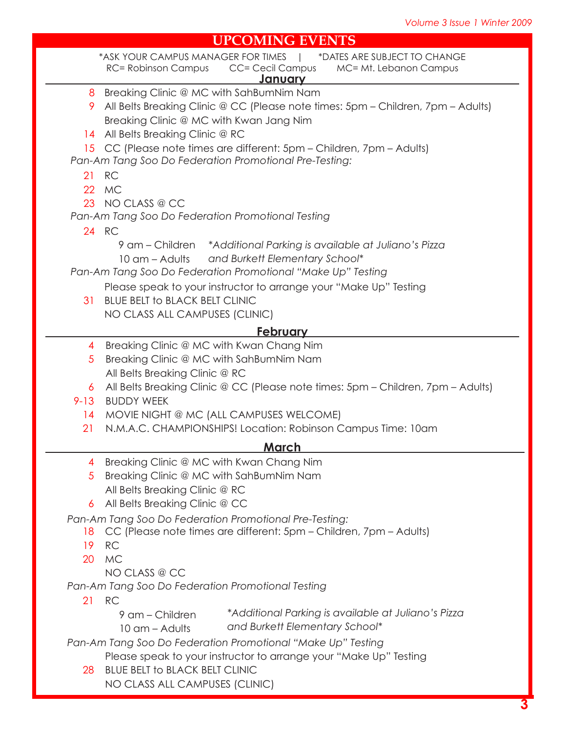# UPCOMING EVENTS

*ASK YOUR CAMPUS MANAGER FOR TIMES | *DATES ARE SUBJECT TO CHANGE

RC= Robinson Campus CC= Cecil Campus MC= Mt. Lebanon Campus

## January

- 8 Breaking Clinic @ MC with SahBumNim Nam
- 9 All Belts Breaking Clinic @ CC (Please note times: 5pm – Children, 7pm – Adults)
  Breaking Clinic @ MC with Kwan Jang Nim
- 14 All Belts Breaking Clinic @ RC
- 15 CC (Please note times are different: 5pm – Children, 7pm – Adults)

*Pan-Am Tang Soo Do Federation Promotional Pre-Testing:*

- 21 RC
- 22 MC
- 23 NO CLASS @ CC

*Pan-Am Tang Soo Do Federation Promotional Testing*

- 24 RC
  9 am – Children
  10 am – Adults
  *Additional Parking is available at Juliano's Pizza and Burkett Elementary School*

*Pan-Am Tang Soo Do Federation Promotional "Make Up" Testing*

Please speak to your instructor to arrange your "Make Up" Testing

- 31 BLUE BELT to BLACK BELT CLINIC
  NO CLASS ALL CAMPUSES (CLINIC)

## February

- 4 Breaking Clinic @ MC with Kwan Chang Nim
- 5 Breaking Clinic @ MC with SahBumNim Nam
  All Belts Breaking Clinic @ RC
- 6 All Belts Breaking Clinic @ CC (Please note times: 5pm – Children, 7pm – Adults)
- 9-13 BUDDY WEEK
- 14 MOVIE NIGHT @ MC (ALL CAMPUSES WELCOME)
- 21 N.M.A.C. CHAMPIONSHIPS! Location: Robinson Campus Time: 10am

## March

- 4 Breaking Clinic @ MC with Kwan Chang Nim
- 5 Breaking Clinic @ MC with SahBumNim Nam
  All Belts Breaking Clinic @ RC
- 6 All Belts Breaking Clinic @ CC

*Pan-Am Tang Soo Do Federation Promotional Pre-Testing:*

- 18 CC (Please note times are different: 5pm – Children, 7pm – Adults)
- 19 RC
- 20 MC
  NO CLASS @ CC

*Pan-Am Tang Soo Do Federation Promotional Testing*

- 21 RC
  9 am – Children
  10 am – Adults
  *Additional Parking is available at Juliano's Pizza and Burkett Elementary School*

*Pan-Am Tang Soo Do Federation Promotional "Make Up" Testing*

Please speak to your instructor to arrange your "Make Up" Testing

- 28 BLUE BELT to BLACK BELT CLINIC
  NO CLASS ALL CAMPUSES (CLINIC)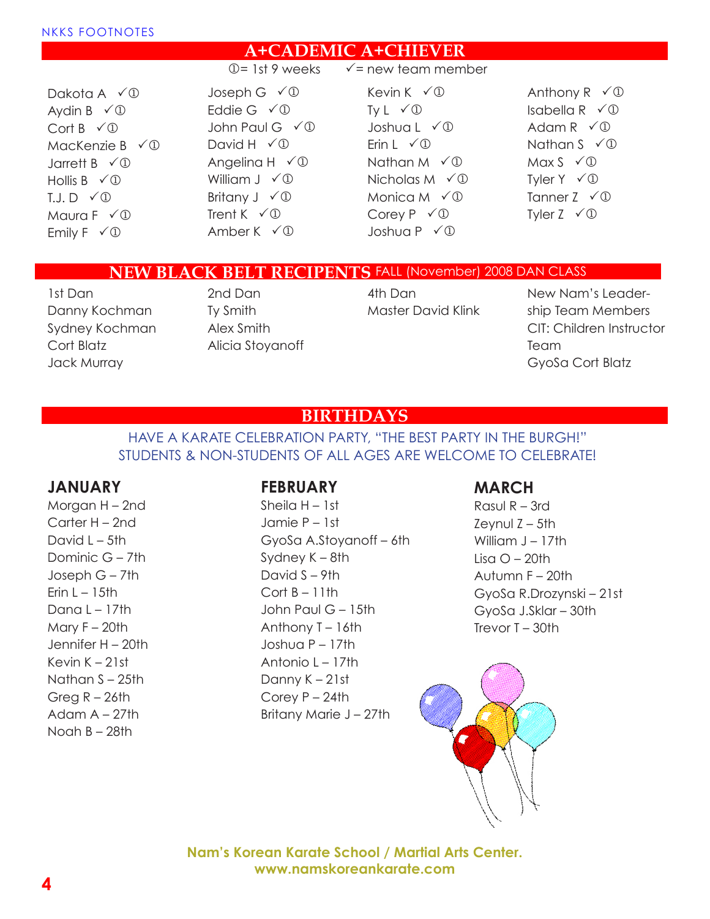## A+CADEMIC A+CHIEVER

①= 1st 9 weeks ✓= new team member

Dakota A ✓①
Aydin B ✓①
Cort B ✓①
MacKenzie B ✓①
Jarrett B ✓①
Hollis B ✓①
T.J. D ✓①
Maura F ✓①
Emily F ✓①
Joseph G ✓①
Eddie G ✓①
John Paul G ✓①
David H ✓①
Angelina H ✓①
William J ✓①
Britany J ✓①
Trent K ✓①
Amber K ✓①
Kevin K ✓①
Ty L ✓①
Joshua L ✓①
Erin L ✓①
Nathan M ✓①
Nicholas M ✓①
Monica M ✓①
Corey P ✓①
Joshua P ✓①
Anthony R ✓①
Isabella R ✓①
Adam R ✓①
Nathan S ✓①
Max S ✓①
Tyler Y ✓①
Tanner Z ✓①
Tyler Z ✓①

## NEW BLACK BELT RECIPENTS FALL (November) 2008 DAN CLASS

1st Dan
Danny Kochman
Sydney Kochman
Cort Blatz
Jack Murray

2nd Dan
Ty Smith
Alex Smith
Alicia Stoyanoff

4th Dan
Master David Klink

New Nam's Leadership Team Members
CIT: Children Instructor Team
GyoSa Cort Blatz

## BIRTHDAYS

HAVE A KARATE CELEBRATION PARTY, "THE BEST PARTY IN THE BURGH!"
STUDENTS & NON-STUDENTS OF ALL AGES ARE WELCOME TO CELEBRATE!

### JANUARY

Morgan H – 2nd
Carter H – 2nd
David L – 5th
Dominic G – 7th
Joseph G – 7th
Erin L – 15th
Dana L – 17th
Mary F – 20th
Jennifer H – 20th
Kevin K – 21st
Nathan S – 25th
Greg R – 26th
Adam A – 27th
Noah B – 28th

### FEBRUARY

Sheila H – 1st
Jamie P – 1st
GyoSa A.Stoyanoff – 6th
Sydney K – 8th
David S – 9th
Cort B – 11th
John Paul G – 15th
Anthony T – 16th
Joshua P – 17th
Antonio L – 17th
Danny K – 21st
Corey P – 24th
Britany Marie J – 27th

### MARCH

Rasul R – 3rd
Zeynul Z – 5th
William J – 17th
Lisa O – 20th
Autumn F – 20th
GyoSa R.Drozynski – 21st
GyoSa J.Sklar – 30th
Trevor T – 30th

**Nam's Korean Karate School / Martial Arts Center.**
**www.namskoreankarate.com**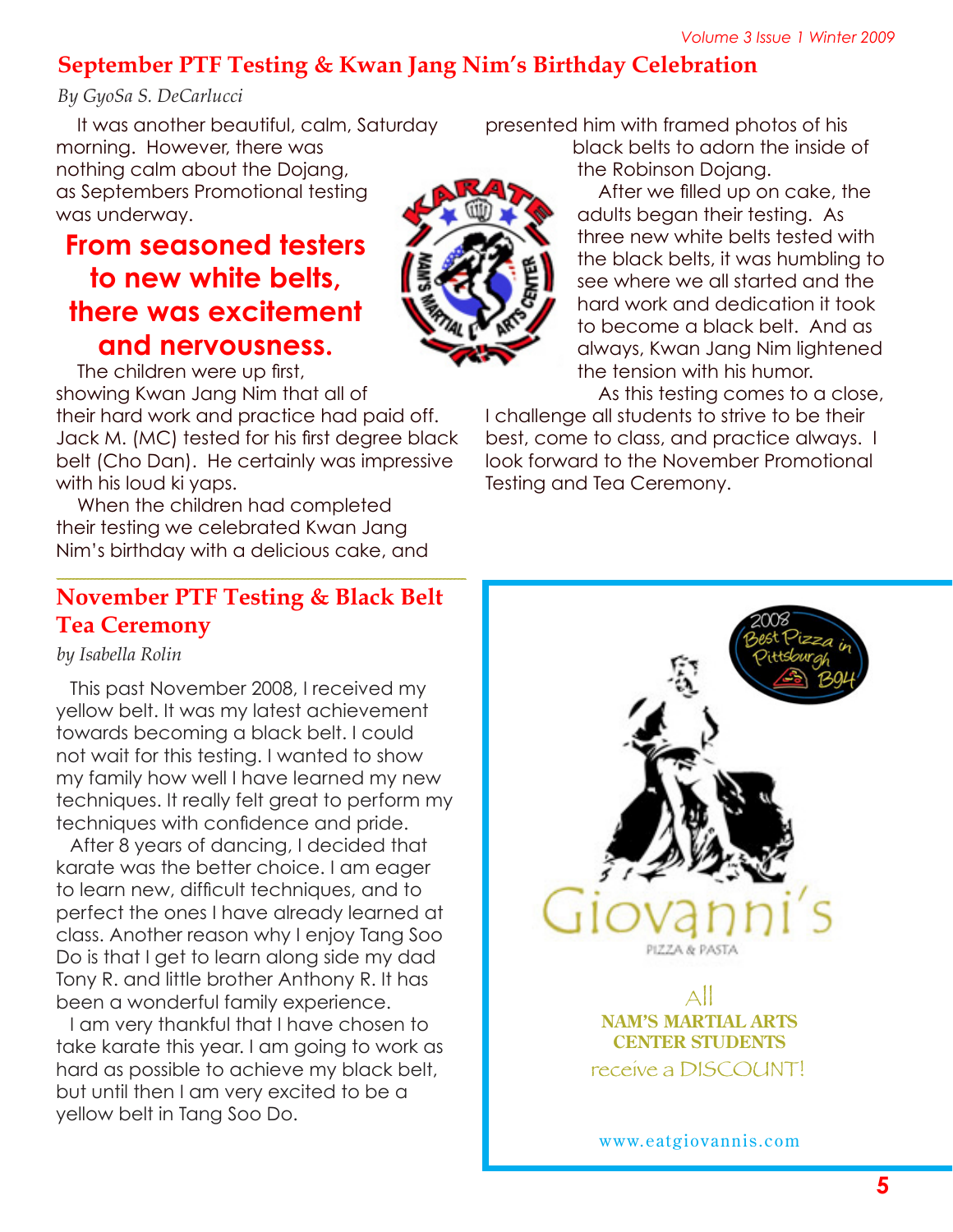## September PTF Testing & Kwan Jang Nim's Birthday Celebration

*By GyoSa S. DeCarlucci*

It was another beautiful, calm, Saturday morning. However, there was nothing calm about the Dojang, as Septembers Promotional testing was underway.

**From seasoned testers to new white belts, there was excitement and nervousness.**

The children were up first, showing Kwan Jang Nim that all of their hard work and practice had paid off. Jack M. (MC) tested for his first degree black belt (Cho Dan). He certainly was impressive with his loud ki yaps.

When the children had completed their testing we celebrated Kwan Jang Nim's birthday with a delicious cake, and presented him with framed photos of his black belts to adorn the inside of the Robinson Dojang.

After we filled up on cake, the adults began their testing. As three new white belts tested with the black belts, it was humbling to see where we all started and the hard work and dedication it took to become a black belt. And as always, Kwan Jang Nim lightened the tension with his humor.

As this testing comes to a close, I challenge all students to strive to be their best, come to class, and practice always. I look forward to the November Promotional Testing and Tea Ceremony.

## November PTF Testing & Black Belt Tea Ceremony

*by Isabella Rolin*

This past November 2008, I received my yellow belt. It was my latest achievement towards becoming a black belt. I could not wait for this testing. I wanted to show my family how well I have learned my new techniques. It really felt great to perform my techniques with confidence and pride.

After 8 years of dancing, I decided that karate was the better choice. I am eager to learn new, difficult techniques, and to perfect the ones I have already learned at class. Another reason why I enjoy Tang Soo Do is that I get to learn along side my dad Tony R. and little brother Anthony R. It has been a wonderful family experience.

I am very thankful that I have chosen to take karate this year. I am going to work as hard as possible to achieve my black belt, but until then I am very excited to be a yellow belt in Tang Soo Do.

2008 Best Pizza in Pittsburgh B94

Giovanni's

PIZZA & PASTA

All **NAM'S MARTIAL ARTS CENTER STUDENTS** receive a DISCOUNT!

www.eatgiovannis.com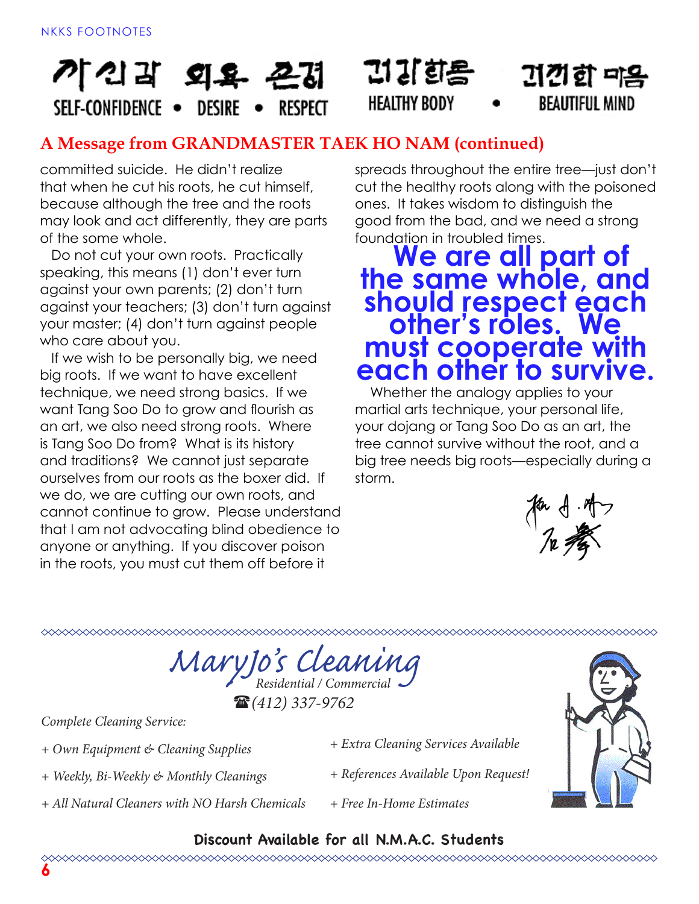가신감 의욕 존경 SELF-CONFIDENCE • DESIRE • RESPECT

건강한몸 HEALTHY BODY • 건전한 마음 BEAUTIFUL MIND

## A Message from GRANDMASTER TAEK HO NAM (continued)

committed suicide. He didn't realize that when he cut his roots, he cut himself, because although the tree and the roots may look and act differently, they are parts of the some whole.

Do not cut your own roots. Practically speaking, this means (1) don't ever turn against your own parents; (2) don't turn against your teachers; (3) don't turn against your master; (4) don't turn against people who care about you.

If we wish to be personally big, we need big roots. If we want to have excellent technique, we need strong basics. If we want Tang Soo Do to grow and flourish as an art, we also need strong roots. Where is Tang Soo Do from? What is its history and traditions? We cannot just separate ourselves from our roots as the boxer did. If we do, we are cutting our own roots, and cannot continue to grow. Please understand that I am not advocating blind obedience to anyone or anything. If you discover poison in the roots, you must cut them off before it spreads throughout the entire tree—just don't cut the healthy roots along with the poisoned ones. It takes wisdom to distinguish the good from the bad, and we need a strong foundation in troubled times.

**We are all part of the same whole, and should respect each other's roles. We must cooperate with each other to survive.**

Whether the analogy applies to your martial arts technique, your personal life, your dojang or Tang Soo Do as an art, the tree cannot survive without the root, and a big tree needs big roots—especially during a storm.

---

*MaryJo's Cleaning*
*Residential / Commercial*
☎ *(412) 337-9762*

*Complete Cleaning Service:*

- *+ Own Equipment & Cleaning Supplies*
- *+ Weekly, Bi-Weekly & Monthly Cleanings*
- *+ All Natural Cleaners with NO Harsh Chemicals*
- *+ Extra Cleaning Services Available*
- *+ References Available Upon Request!*
- *+ Free In-Home Estimates*

**Discount Available for all N.M.A.C. Students**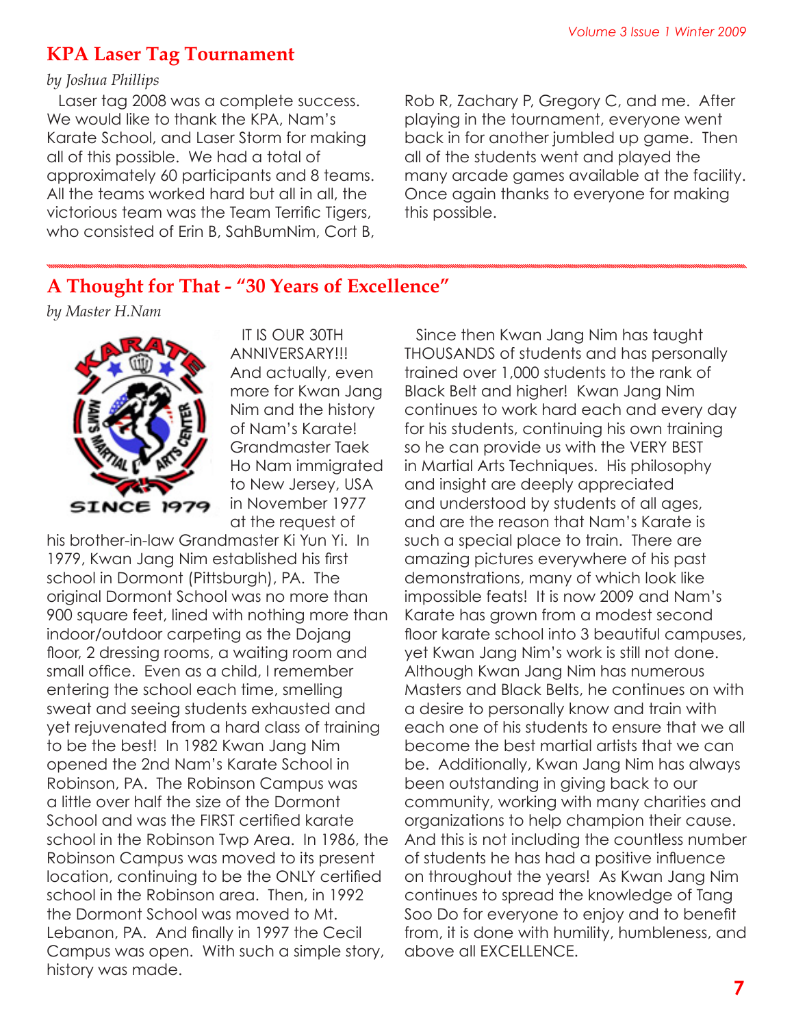## KPA Laser Tag Tournament

*by Joshua Phillips*

Laser tag 2008 was a complete success. We would like to thank the KPA, Nam's Karate School, and Laser Storm for making all of this possible. We had a total of approximately 60 participants and 8 teams. All the teams worked hard but all in all, the victorious team was the Team Terrific Tigers, who consisted of Erin B, SahBumNim, Cort B, Rob R, Zachary P, Gregory C, and me. After playing in the tournament, everyone went back in for another jumbled up game. Then all of the students went and played the many arcade games available at the facility. Once again thanks to everyone for making this possible.

## A Thought for That - "30 Years of Excellence"

*by Master H.Nam*

IT IS OUR 30TH ANNIVERSARY!!! And actually, even more for Kwan Jang Nim and the history of Nam's Karate! Grandmaster Taek Ho Nam immigrated to New Jersey, USA in November 1977 at the request of his brother-in-law Grandmaster Ki Yun Yi. In 1979, Kwan Jang Nim established his first school in Dormont (Pittsburgh), PA. The original Dormont School was no more than 900 square feet, lined with nothing more than indoor/outdoor carpeting as the Dojang floor, 2 dressing rooms, a waiting room and small office. Even as a child, I remember entering the school each time, smelling sweat and seeing students exhausted and yet rejuvenated from a hard class of training to be the best! In 1982 Kwan Jang Nim opened the 2nd Nam's Karate School in Robinson, PA. The Robinson Campus was a little over half the size of the Dormont School and was the FIRST certified karate school in the Robinson Twp Area. In 1986, the Robinson Campus was moved to its present location, continuing to be the ONLY certified school in the Robinson area. Then, in 1992 the Dormont School was moved to Mt. Lebanon, PA. And finally in 1997 the Cecil Campus was open. With such a simple story, history was made.

Since then Kwan Jang Nim has taught THOUSANDS of students and has personally trained over 1,000 students to the rank of Black Belt and higher! Kwan Jang Nim continues to work hard each and every day for his students, continuing his own training so he can provide us with the VERY BEST in Martial Arts Techniques. His philosophy and insight are deeply appreciated and understood by students of all ages, and are the reason that Nam's Karate is such a special place to train. There are amazing pictures everywhere of his past demonstrations, many of which look like impossible feats! It is now 2009 and Nam's Karate has grown from a modest second floor karate school into 3 beautiful campuses, yet Kwan Jang Nim's work is still not done. Although Kwan Jang Nim has numerous Masters and Black Belts, he continues on with a desire to personally know and train with each one of his students to ensure that we all become the best martial artists that we can be. Additionally, Kwan Jang Nim has always been outstanding in giving back to our community, working with many charities and organizations to help champion their cause. And this is not including the countless number of students he has had a positive influence on throughout the years! As Kwan Jang Nim continues to spread the knowledge of Tang Soo Do for everyone to enjoy and to benefit from, it is done with humility, humbleness, and above all EXCELLENCE.